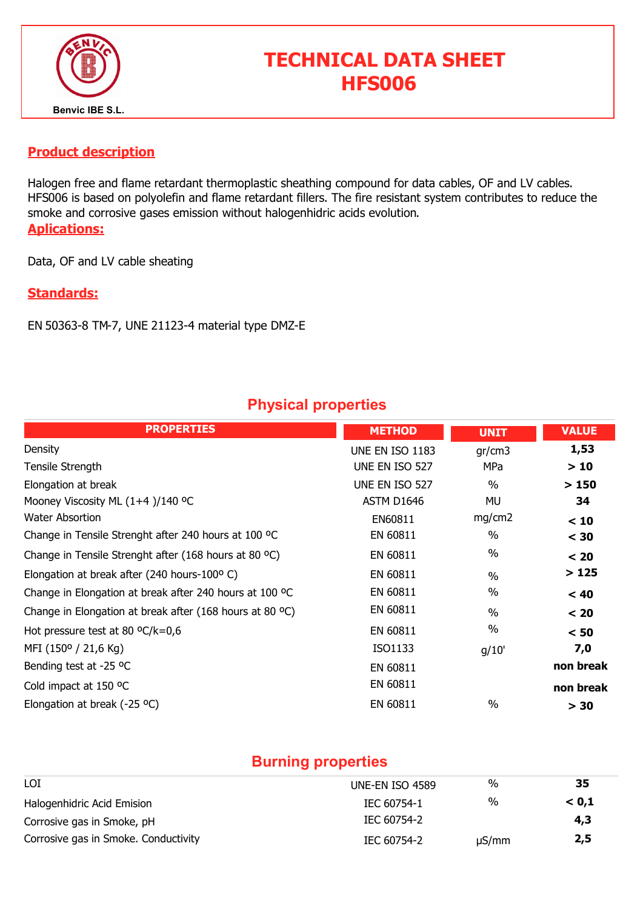Benvic IBE S.L.

# TECHNICAL DATA SHEET
# HFS006

## Product description

Halogen free and flame retardant thermoplastic sheathing compound for data cables, OF and LV cables. HFS006 is based on polyolefin and flame retardant fillers. The fire resistant system contributes to reduce the smoke and corrosive gases emission without halogenhidric acids evolution.

## Aplications:

Data, OF and LV cable sheating

## Standards:

EN 50363-8 TM-7, UNE 21123-4 material type DMZ-E

## Physical properties

| PROPERTIES | METHOD | UNIT | VALUE |
|---|---|---|---|
| Density | UNE EN ISO 1183 | gr/cm3 | **1,53** |
| Tensile Strength | UNE EN ISO 527 | MPa | **> 10** |
| Elongation at break | UNE EN ISO 527 | % | **> 150** |
| Mooney Viscosity ML (1+4 )/140 ºC | ASTM D1646 | MU | **34** |
| Water Absorption | EN60811 | mg/cm2 | **< 10** |
| Change in Tensile Strenght after 240 hours at 100 ºC | EN 60811 | % | **< 30** |
| Change in Tensile Strenght after (168 hours at 80 ºC) | EN 60811 | % | **< 20** |
| Elongation at break after (240 hours-100º C) | EN 60811 | % | **> 125** |
| Change in Elongation at break after 240 hours at 100 ºC | EN 60811 | % | **< 40** |
| Change in Elongation at break after (168 hours at 80 ºC) | EN 60811 | % | **< 20** |
| Hot pressure test at 80 ºC/k=0,6 | EN 60811 | % | **< 50** |
| MFI (150º / 21,6 Kg) | ISO1133 | g/10' | **7,0** |
| Bending test at -25 ºC | EN 60811 | | **non break** |
| Cold impact at 150 ºC | EN 60811 | | **non break** |
| Elongation at break (-25 ºC) | EN 60811 | % | **> 30** |

## Burning properties

| PROPERTIES | METHOD | UNIT | VALUE |
|---|---|---|---|
| LOI | UNE-EN ISO 4589 | % | **35** |
| Halogenhidric Acid Emision | IEC 60754-1 | % | **< 0,1** |
| Corrosive gas in Smoke, pH | IEC 60754-2 | | **4,3** |
| Corrosive gas in Smoke. Conductivity | IEC 60754-2 | µS/mm | **2,5** |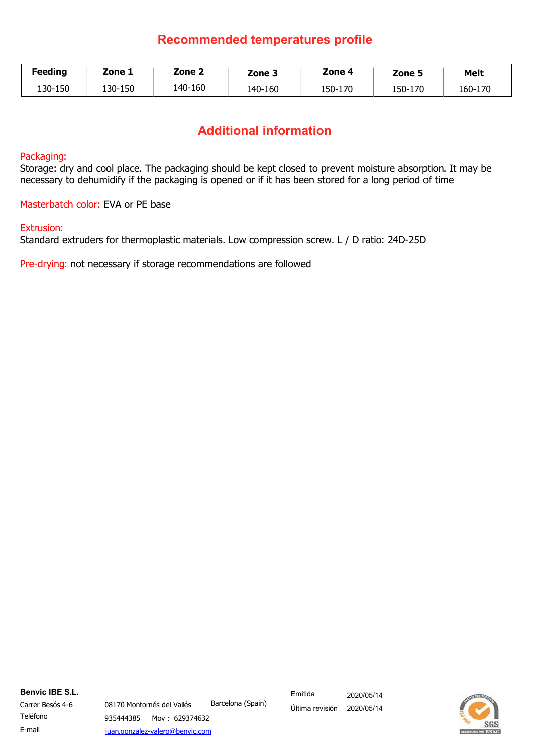## Recommended temperatures profile

| Feeding | Zone 1 | Zone 2 | Zone 3 | Zone 4 | Zone 5 | Melt |
|---|---|---|---|---|---|---|
| 130-150 | 130-150 | 140-160 | 140-160 | 150-170 | 150-170 | 160-170 |

## Additional information

Packaging:
Storage: dry and cool place. The packaging should be kept closed to prevent moisture absorption. It may be necessary to dehumidify if the packaging is opened or if it has been stored for a long period of time

Masterbatch color: EVA or PE base

Extrusion:
Standard extruders for thermoplastic materials. Low compression screw. L / D ratio: 24D-25D

Pre-drying: not necessary if storage recommendations are followed

**Benvic IBE S.L.**
Carrer Besós 4-6 08170 Montornés del Vallés Barcelona (Spain)
Teléfono 935444385 Mov : 629374632
E-mail juan.gonzalez-valero@benvic.com

Emitida 2020/05/14
Última revisión 2020/05/14